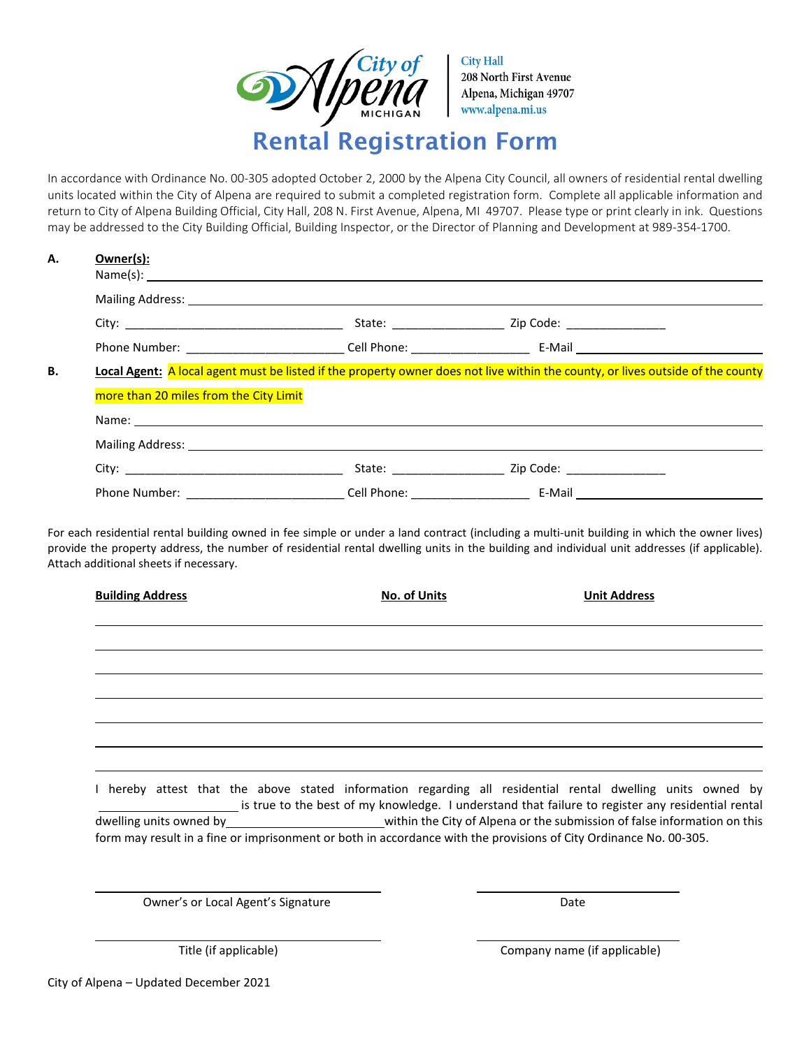City of Alpena MICHIGAN

City Hall
208 North First Avenue
Alpena, Michigan 49707
www.alpena.mi.us

# Rental Registration Form

In accordance with Ordinance No. 00-305 adopted October 2, 2000 by the Alpena City Council, all owners of residential rental dwelling units located within the City of Alpena are required to submit a completed registration form. Complete all applicable information and return to City of Alpena Building Official, City Hall, 208 N. First Avenue, Alpena, MI 49707. Please type or print clearly in ink. Questions may be addressed to the City Building Official, Building Inspector, or the Director of Planning and Development at 989-354-1700.

**A. Owner(s):**

Name(s): ______________________________________________

Mailing Address: ______________________________________________

City: ______________________ State: ______________ Zip Code: ______________

Phone Number: ______________________ Cell Phone: ______________ E-Mail ______________________

**B. Local Agent:** A local agent must be listed if the property owner does not live within the county, or lives outside of the county more than 20 miles from the City Limit

Name: ______________________________________________

Mailing Address: ______________________________________________

City: ______________________ State: ______________ Zip Code: ______________

Phone Number: ______________________ Cell Phone: ______________ E-Mail ______________________

For each residential rental building owned in fee simple or under a land contract (including a multi-unit building in which the owner lives) provide the property address, the number of residential rental dwelling units in the building and individual unit addresses (if applicable). Attach additional sheets if necessary.

| Building Address | No. of Units | Unit Address |
|---|---|---|
| | | |
| | | |
| | | |
| | | |
| | | |
| | | |
| | | |

I hereby attest that the above stated information regarding all residential rental dwelling units owned by ______________________ is true to the best of my knowledge. I understand that failure to register any residential rental dwelling units owned by ______________________ within the City of Alpena or the submission of false information on this form may result in a fine or imprisonment or both in accordance with the provisions of City Ordinance No. 00-305.

______________________________ Owner's or Local Agent's Signature

______________________________ Date

______________________________ Title (if applicable)

______________________________ Company name (if applicable)

City of Alpena – Updated December 2021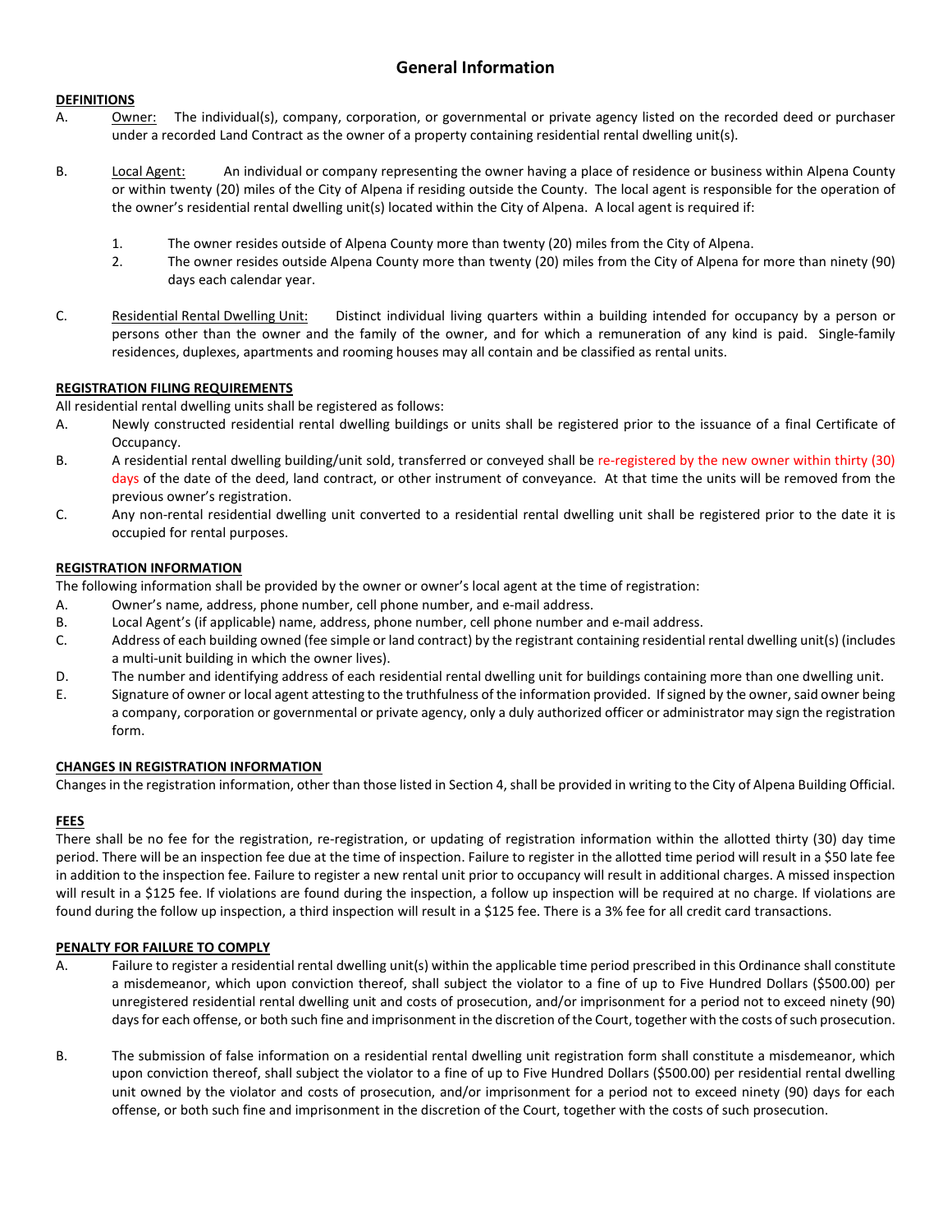# General Information

**DEFINITIONS**

A. Owner: The individual(s), company, corporation, or governmental or private agency listed on the recorded deed or purchaser under a recorded Land Contract as the owner of a property containing residential rental dwelling unit(s).

B. Local Agent: An individual or company representing the owner having a place of residence or business within Alpena County or within twenty (20) miles of the City of Alpena if residing outside the County. The local agent is responsible for the operation of the owner's residential rental dwelling unit(s) located within the City of Alpena. A local agent is required if:

1. The owner resides outside of Alpena County more than twenty (20) miles from the City of Alpena.
2. The owner resides outside Alpena County more than twenty (20) miles from the City of Alpena for more than ninety (90) days each calendar year.

C. Residential Rental Dwelling Unit: Distinct individual living quarters within a building intended for occupancy by a person or persons other than the owner and the family of the owner, and for which a remuneration of any kind is paid. Single-family residences, duplexes, apartments and rooming houses may all contain and be classified as rental units.

**REGISTRATION FILING REQUIREMENTS**

All residential rental dwelling units shall be registered as follows:

A. Newly constructed residential rental dwelling buildings or units shall be registered prior to the issuance of a final Certificate of Occupancy.

B. A residential rental dwelling building/unit sold, transferred or conveyed shall be re-registered by the new owner within thirty (30) days of the date of the deed, land contract, or other instrument of conveyance. At that time the units will be removed from the previous owner's registration.

C. Any non-rental residential dwelling unit converted to a residential rental dwelling unit shall be registered prior to the date it is occupied for rental purposes.

**REGISTRATION INFORMATION**

The following information shall be provided by the owner or owner's local agent at the time of registration:

A. Owner's name, address, phone number, cell phone number, and e-mail address.

B. Local Agent's (if applicable) name, address, phone number, cell phone number and e-mail address.

C. Address of each building owned (fee simple or land contract) by the registrant containing residential rental dwelling unit(s) (includes a multi-unit building in which the owner lives).

D. The number and identifying address of each residential rental dwelling unit for buildings containing more than one dwelling unit.

E. Signature of owner or local agent attesting to the truthfulness of the information provided. If signed by the owner, said owner being a company, corporation or governmental or private agency, only a duly authorized officer or administrator may sign the registration form.

**CHANGES IN REGISTRATION INFORMATION**

Changes in the registration information, other than those listed in Section 4, shall be provided in writing to the City of Alpena Building Official.

**FEES**

There shall be no fee for the registration, re-registration, or updating of registration information within the allotted thirty (30) day time period. There will be an inspection fee due at the time of inspection. Failure to register in the allotted time period will result in a $50 late fee in addition to the inspection fee. Failure to register a new rental unit prior to occupancy will result in additional charges. A missed inspection will result in a $125 fee. If violations are found during the inspection, a follow up inspection will be required at no charge. If violations are found during the follow up inspection, a third inspection will result in a $125 fee. There is a 3% fee for all credit card transactions.

**PENALTY FOR FAILURE TO COMPLY**

A. Failure to register a residential rental dwelling unit(s) within the applicable time period prescribed in this Ordinance shall constitute a misdemeanor, which upon conviction thereof, shall subject the violator to a fine of up to Five Hundred Dollars ($500.00) per unregistered residential rental dwelling unit and costs of prosecution, and/or imprisonment for a period not to exceed ninety (90) days for each offense, or both such fine and imprisonment in the discretion of the Court, together with the costs of such prosecution.

B. The submission of false information on a residential rental dwelling unit registration form shall constitute a misdemeanor, which upon conviction thereof, shall subject the violator to a fine of up to Five Hundred Dollars ($500.00) per residential rental dwelling unit owned by the violator and costs of prosecution, and/or imprisonment for a period not to exceed ninety (90) days for each offense, or both such fine and imprisonment in the discretion of the Court, together with the costs of such prosecution.